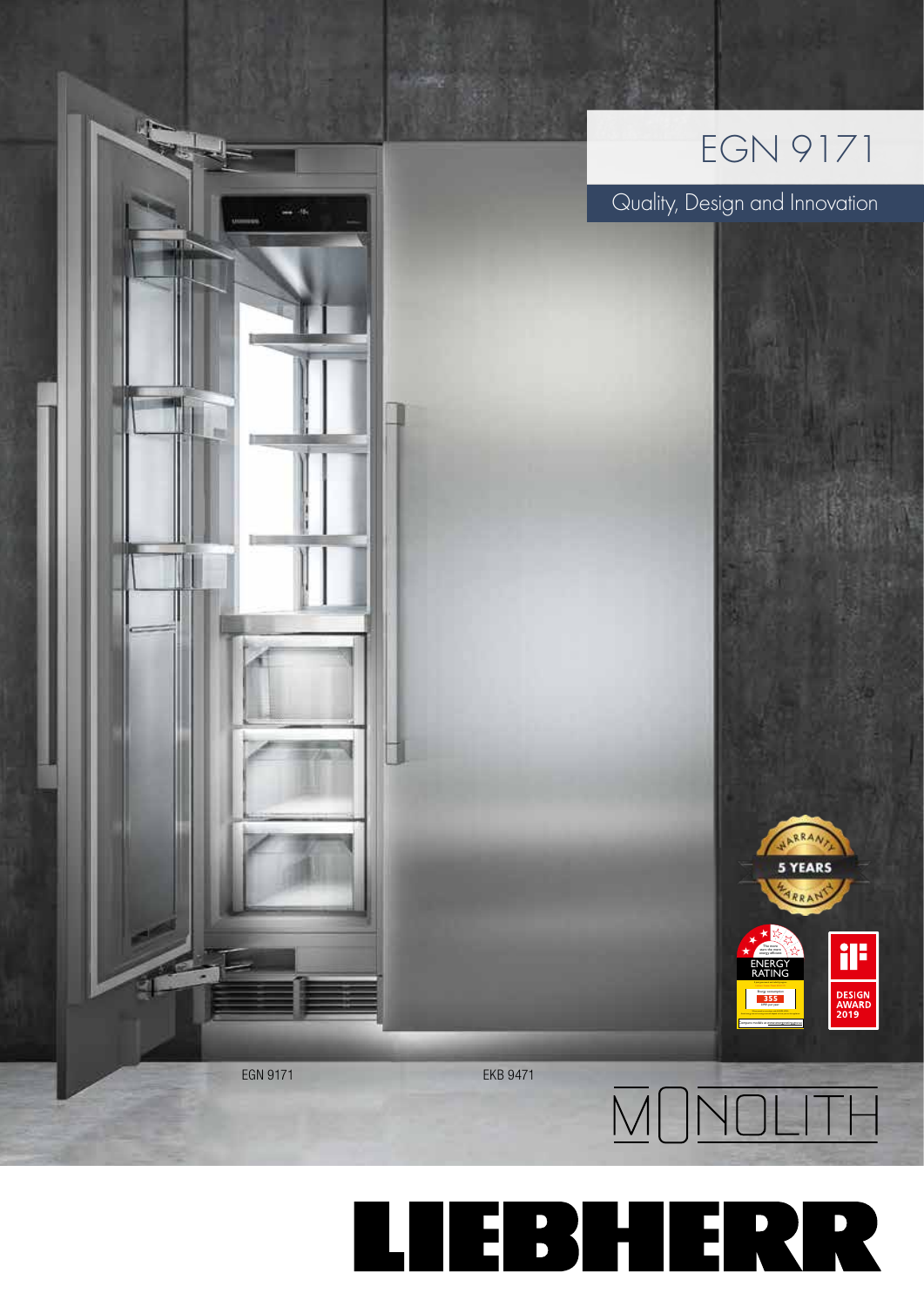# EGN 9171

## Quality, Design and Innovation

EGN 9171

EKB 9471

5 YEARS WARRANTY

ENERGY RATING

DESIGN AWARD 2019

MONOLITH

LIEBHERR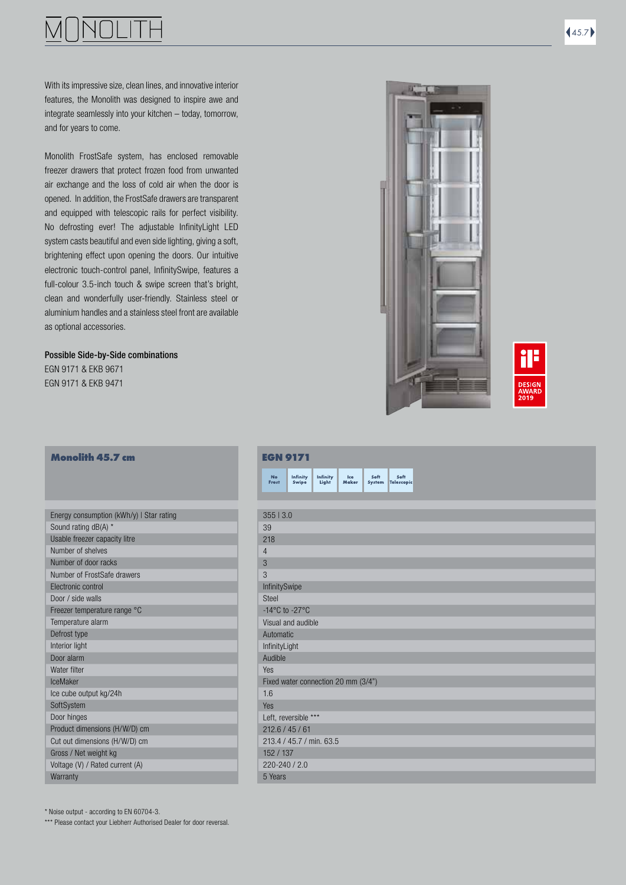# MONOLITH

With its impressive size, clean lines, and innovative interior features, the Monolith was designed to inspire awe and integrate seamlessly into your kitchen – today, tomorrow, and for years to come.

Monolith FrostSafe system, has enclosed removable freezer drawers that protect frozen food from unwanted air exchange and the loss of cold air when the door is opened. In addition, the FrostSafe drawers are transparent and equipped with telescopic rails for perfect visibility. No defrosting ever! The adjustable InfinityLight LED system casts beautiful and even side lighting, giving a soft, brightening effect upon opening the doors. Our intuitive electronic touch-control panel, InfinitySwipe, features a full-colour 3.5-inch touch & swipe screen that's bright, clean and wonderfully user-friendly. Stainless steel or aluminium handles and a stainless steel front are available as optional accessories.

**Possible Side-by-Side combinations**

EGN 9171 & EKB 9671

EGN 9171 & EKB 9471

| Monolith 45.7 cm | EGN 9171 |
|---|---|
| | No Frost · Infinity Swipe · Infinity Light · Ice Maker · Soft System · Soft Telescopic |
| Energy consumption (kWh/y) I Star rating | 355 I 3.0 |
| Sound rating dB(A) * | 39 |
| Usable freezer capacity litre | 218 |
| Number of shelves | 4 |
| Number of door racks | 3 |
| Number of FrostSafe drawers | 3 |
| Electronic control | InfinitySwipe |
| Door / side walls | Steel |
| Freezer temperature range °C | -14°C to -27°C |
| Temperature alarm | Visual and audible |
| Defrost type | Automatic |
| Interior light | InfinityLight |
| Door alarm | Audible |
| Water filter | Yes |
| IceMaker | Fixed water connection 20 mm (3/4") |
| Ice cube output kg/24h | 1.6 |
| SoftSystem | Yes |
| Door hinges | Left, reversible *** |
| Product dimensions (H/W/D) cm | 212.6 / 45 / 61 |
| Cut out dimensions (H/W/D) cm | 213.4 / 45.7 / min. 63.5 |
| Gross / Net weight kg | 152 / 137 |
| Voltage (V) / Rated current (A) | 220-240 / 2.0 |
| Warranty | 5 Years |

* Noise output - according to EN 60704-3.

*** Please contact your Liebherr Authorised Dealer for door reversal.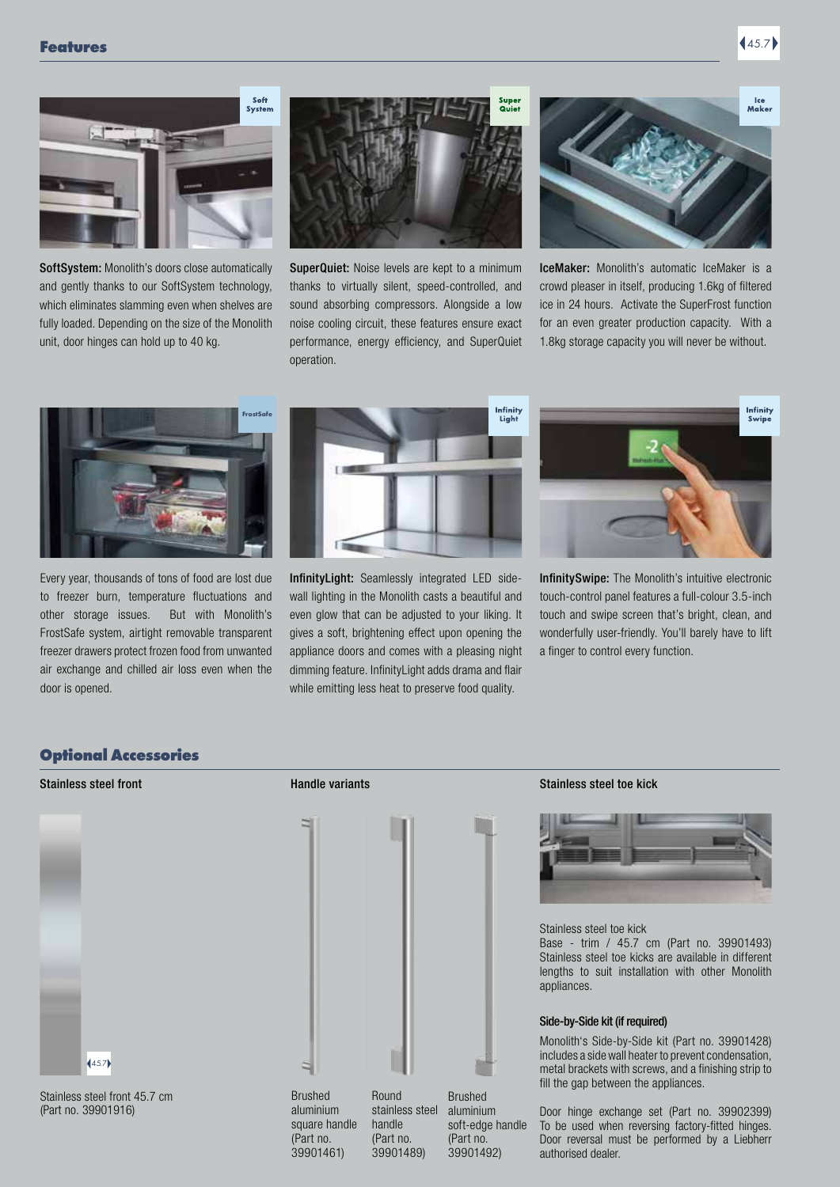## Features

**SoftSystem:** Monolith's doors close automatically and gently thanks to our SoftSystem technology, which eliminates slamming even when shelves are fully loaded. Depending on the size of the Monolith unit, door hinges can hold up to 40 kg.

**SuperQuiet:** Noise levels are kept to a minimum thanks to virtually silent, speed-controlled, and sound absorbing compressors. Alongside a low noise cooling circuit, these features ensure exact performance, energy efficiency, and SuperQuiet operation.

**IceMaker:** Monolith's automatic IceMaker is a crowd pleaser in itself, producing 1.6kg of filtered ice in 24 hours. Activate the SuperFrost function for an even greater production capacity. With a 1.8kg storage capacity you will never be without.

Every year, thousands of tons of food are lost due to freezer burn, temperature fluctuations and other storage issues. But with Monolith's FrostSafe system, airtight removable transparent freezer drawers protect frozen food from unwanted air exchange and chilled air loss even when the door is opened.

**InfinityLight:** Seamlessly integrated LED side-wall lighting in the Monolith casts a beautiful and even glow that can be adjusted to your liking. It gives a soft, brightening effect upon opening the appliance doors and comes with a pleasing night dimming feature. InfinityLight adds drama and flair while emitting less heat to preserve food quality.

**InfinitySwipe:** The Monolith's intuitive electronic touch-control panel features a full-colour 3.5-inch touch and swipe screen that's bright, clean, and wonderfully user-friendly. You'll barely have to lift a finger to control every function.

## Optional Accessories

### Stainless steel front

Stainless steel front 45.7 cm (Part no. 39901916)

### Handle variants

- Brushed aluminium square handle (Part no. 39901461)
- Round stainless steel handle (Part no. 39901489)
- Brushed aluminium soft-edge handle (Part no. 39901492)

### Stainless steel toe kick

Stainless steel toe kick
Base - trim / 45.7 cm (Part no. 39901493)
Stainless steel toe kicks are available in different lengths to suit installation with other Monolith appliances.

**Side-by-Side kit (if required)**

Monolith's Side-by-Side kit (Part no. 39901428) includes a side wall heater to prevent condensation, metal brackets with screws, and a finishing strip to fill the gap between the appliances.

Door hinge exchange set (Part no. 39902399) To be used when reversing factory-fitted hinges. Door reversal must be performed by a Liebherr authorised dealer.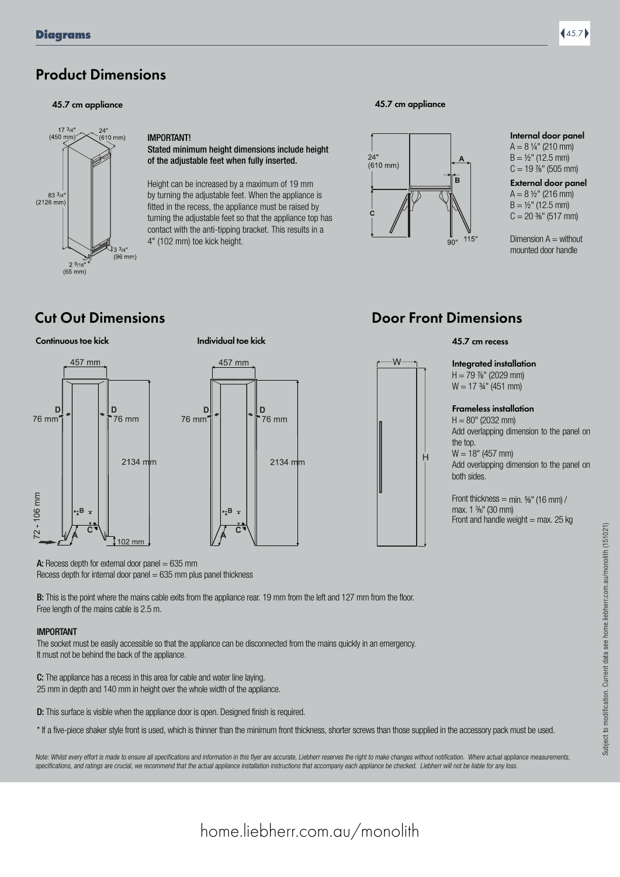## Product Dimensions

#### 45.7 cm appliance

17 3/4" (450 mm)
24" (610 mm)
83 3/4" (2126 mm)
3 3/4" (96 mm)
2 9/16" (65 mm)

**IMPORTANT!**
**Stated minimum height dimensions include height of the adjustable feet when fully inserted.**

Height can be increased by a maximum of 19 mm by turning the adjustable feet. When the appliance is fitted in the recess, the appliance must be raised by turning the adjustable feet so that the appliance top has contact with the anti-tipping bracket. This results in a 4" (102 mm) toe kick height.

#### 45.7 cm appliance

24" (610 mm)
A
B
C
90°
115°

**Internal door panel**
A = 8 ¼" (210 mm)
B = ½" (12.5 mm)
C = 19 ⅞" (505 mm)

**External door panel**
A = 8 ½" (216 mm)
B = ½" (12.5 mm)
C = 20 ⅜" (517 mm)

Dimension A = without mounted door handle

## Cut Out Dimensions

#### Continuous toe kick

457 mm
D 76 mm
D 76 mm
2134 mm
72 - 106 mm
B
C
A
102 mm

#### Individual toe kick

457 mm
D 76 mm
D 76 mm
2134 mm
B
C
A

## Door Front Dimensions

#### 45.7 cm recess

W
H

**Integrated installation**
H = 79 ⅞" (2029 mm)
W = 17 ¾" (451 mm)

**Frameless installation**
H = 80" (2032 mm)
Add overlapping dimension to the panel on the top.
W = 18" (457 mm)
Add overlapping dimension to the panel on both sides.

Front thickness = min. ⅝" (16 mm) / max. 1 3/16" (30 mm)
Front and handle weight = max. 25 kg

**A:** Recess depth for external door panel = 635 mm
Recess depth for internal door panel = 635 mm plus panel thickness

**B:** This is the point where the mains cable exits from the appliance rear. 19 mm from the left and 127 mm from the floor. Free length of the mains cable is 2.5 m.

**IMPORTANT**
The socket must be easily accessible so that the appliance can be disconnected from the mains quickly in an emergency. It must not be behind the back of the appliance.

**C:** The appliance has a recess in this area for cable and water line laying.
25 mm in depth and 140 mm in height over the whole width of the appliance.

**D:** This surface is visible when the appliance door is open. Designed finish is required.

\* If a five-piece shaker style front is used, which is thinner than the minimum front thickness, shorter screws than those supplied in the accessory pack must be used.

*Note: Whilst every effort is made to ensure all specifications and information in this flyer are accurate, Liebherr reserves the right to make changes without notification. Where actual appliance measurements, specifications, and ratings are crucial, we recommend that the actual appliance installation instructions that accompany each appliance be checked. Liebherr will not be liable for any loss.*

Subject to modification. Current data see home.liebherr.com.au/monolith (151021)

home.liebherr.com.au/monolith